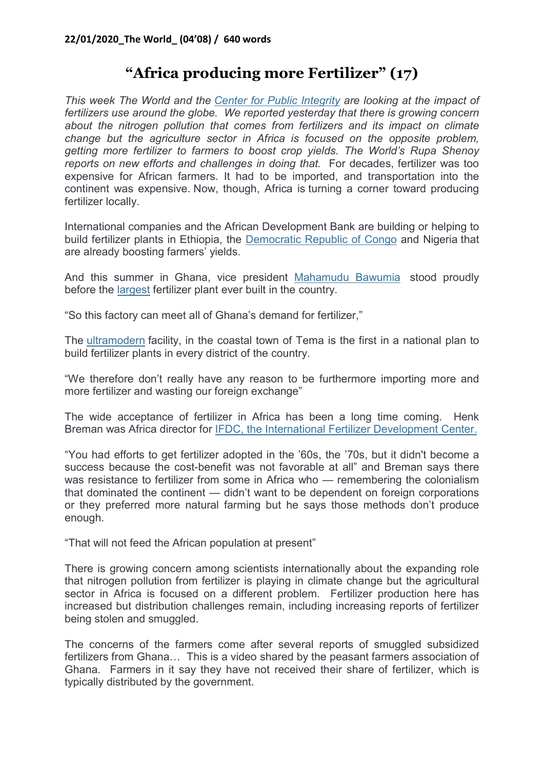**22/01/2020_The World_ (04'08) / 640 words**

# "Africa producing more Fertilizer" (17)

*This week The World and the [Center for Public Integrity](#) are looking at the impact of fertilizers use around the globe. We reported yesterday that there is growing concern about the nitrogen pollution that comes from fertilizers and its impact on climate change but the agriculture sector in Africa is focused on the opposite problem, getting more fertilizer to farmers to boost crop yields. The World's Rupa Shenoy reports on new efforts and challenges in doing that.* For decades, fertilizer was too expensive for African farmers. It had to be imported, and transportation into the continent was expensive. Now, though, Africa is turning a corner toward producing fertilizer locally.

International companies and the African Development Bank are building or helping to build fertilizer plants in Ethiopia, the [Democratic Republic of Congo](#) and Nigeria that are already boosting farmers' yields.

And this summer in Ghana, vice president [Mahamudu Bawumia](#) stood proudly before the [largest](#) fertilizer plant ever built in the country.

"So this factory can meet all of Ghana's demand for fertilizer,"

The [ultramodern](#) facility, in the coastal town of Tema is the first in a national plan to build fertilizer plants in every district of the country.

"We therefore don't really have any reason to be furthermore importing more and more fertilizer and wasting our foreign exchange"

The wide acceptance of fertilizer in Africa has been a long time coming. Henk Breman was Africa director for [IFDC, the International Fertilizer Development Center.](#)

"You had efforts to get fertilizer adopted in the '60s, the '70s, but it didn't become a success because the cost-benefit was not favorable at all" and Breman says there was resistance to fertilizer from some in Africa who — remembering the colonialism that dominated the continent — didn't want to be dependent on foreign corporations or they preferred more natural farming but he says those methods don't produce enough.

"That will not feed the African population at present"

There is growing concern among scientists internationally about the expanding role that nitrogen pollution from fertilizer is playing in climate change but the agricultural sector in Africa is focused on a different problem. Fertilizer production here has increased but distribution challenges remain, including increasing reports of fertilizer being stolen and smuggled.

The concerns of the farmers come after several reports of smuggled subsidized fertilizers from Ghana… This is a video shared by the peasant farmers association of Ghana. Farmers in it say they have not received their share of fertilizer, which is typically distributed by the government.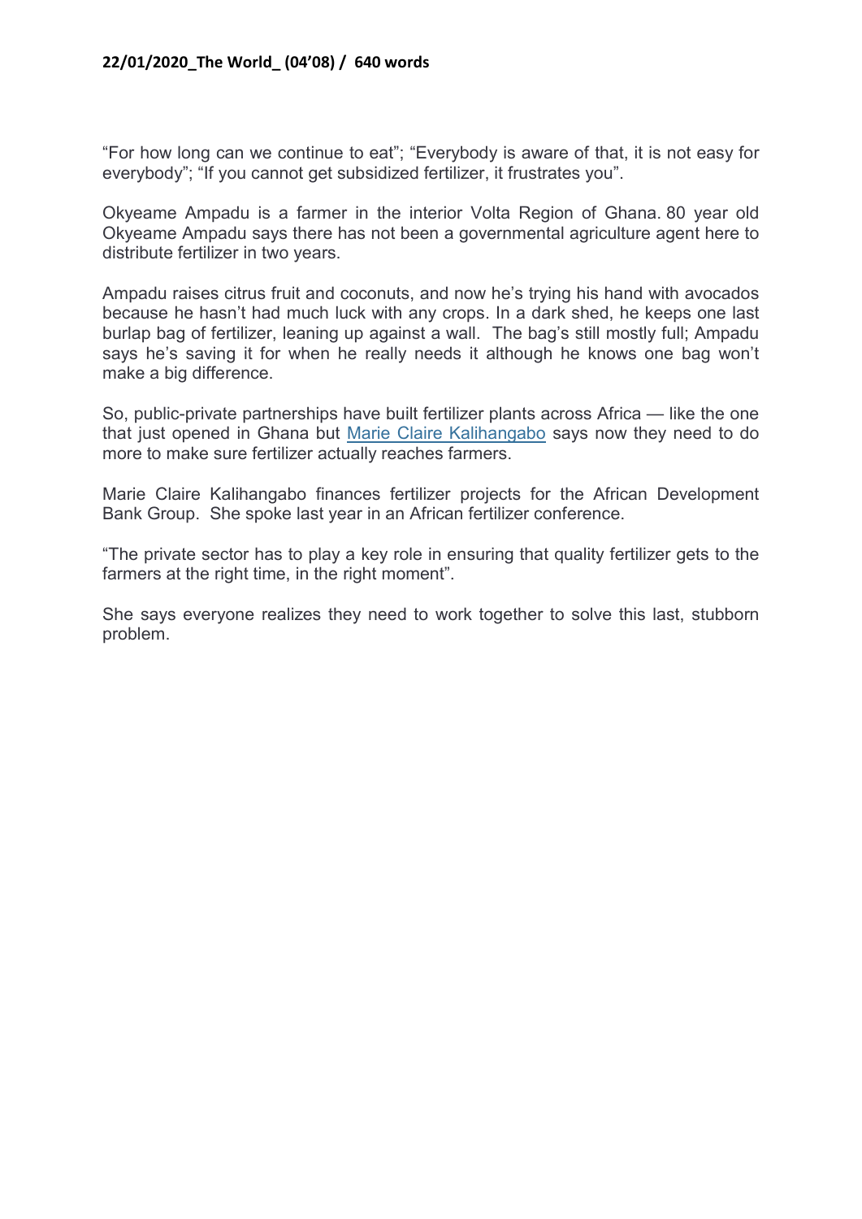**22/01/2020_The World_ (04'08) / 640 words**

"For how long can we continue to eat"; "Everybody is aware of that, it is not easy for everybody"; "If you cannot get subsidized fertilizer, it frustrates you".

Okyeame Ampadu is a farmer in the interior Volta Region of Ghana. 80 year old Okyeame Ampadu says there has not been a governmental agriculture agent here to distribute fertilizer in two years.

Ampadu raises citrus fruit and coconuts, and now he's trying his hand with avocados because he hasn't had much luck with any crops. In a dark shed, he keeps one last burlap bag of fertilizer, leaning up against a wall. The bag's still mostly full; Ampadu says he's saving it for when he really needs it although he knows one bag won't make a big difference.

So, public-private partnerships have built fertilizer plants across Africa — like the one that just opened in Ghana but Marie Claire Kalihangabo says now they need to do more to make sure fertilizer actually reaches farmers.

Marie Claire Kalihangabo finances fertilizer projects for the African Development Bank Group. She spoke last year in an African fertilizer conference.

"The private sector has to play a key role in ensuring that quality fertilizer gets to the farmers at the right time, in the right moment".

She says everyone realizes they need to work together to solve this last, stubborn problem.